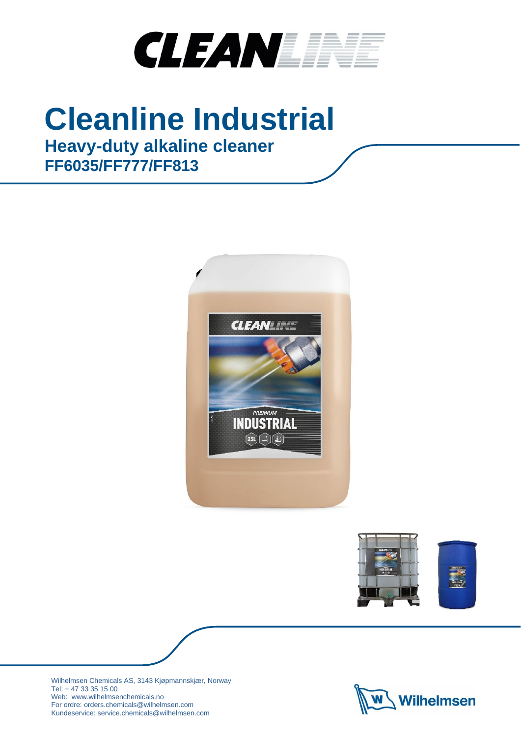# Cleanline Industrial

## Heavy-duty alkaline cleaner

## FF6035/FF777/FF813

Wilhelmsen Chemicals AS, 3143 Kjøpmannskjær, Norway
Tel: + 47 33 35 15 00
Web: www.wilhelmsenchemicals.no
For ordre: orders.chemicals@wilhelmsen.com
Kundeservice: service.chemicals@wilhelmsen.com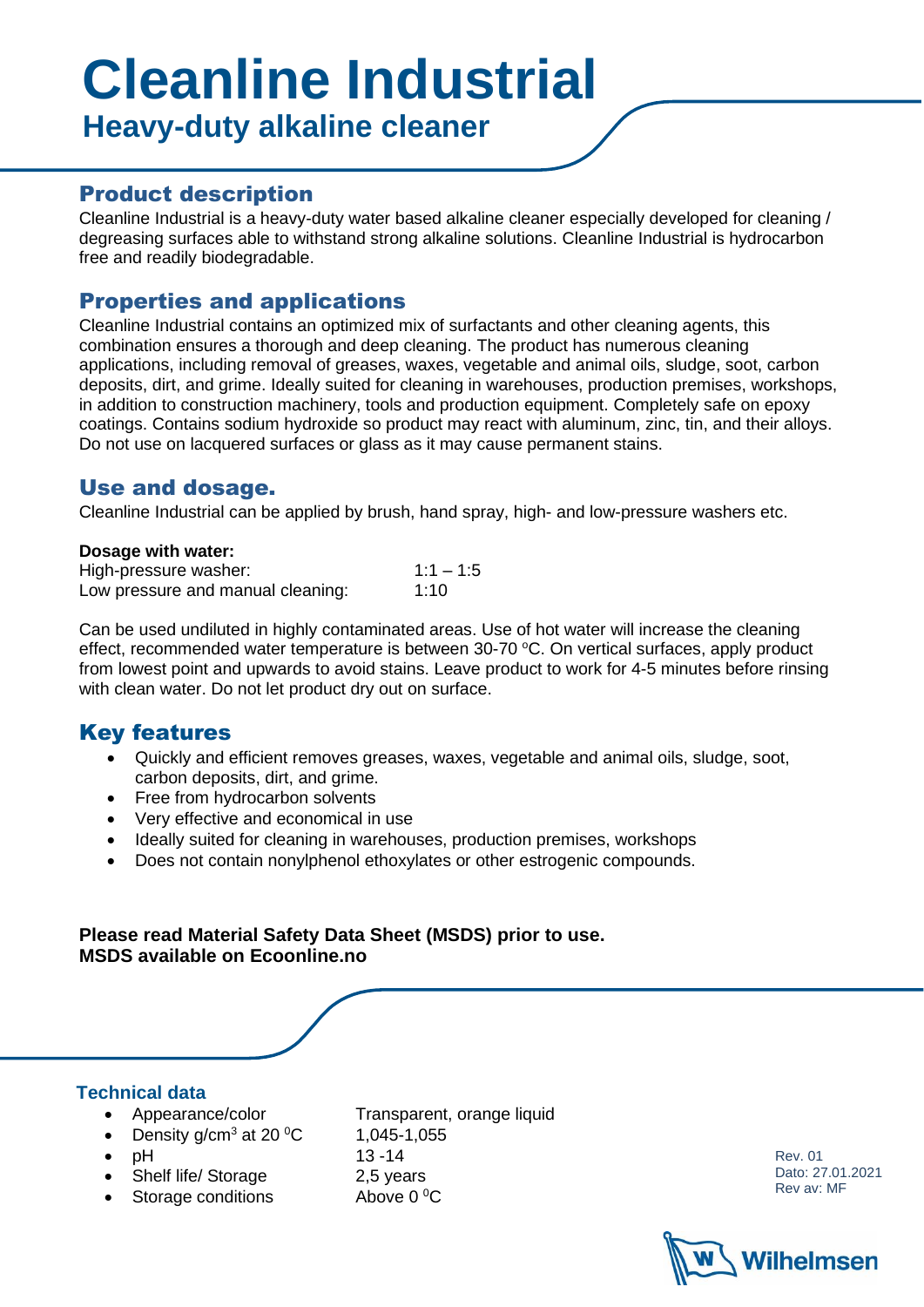# Cleanline Industrial

## Heavy-duty alkaline cleaner

## Product description

Cleanline Industrial is a heavy-duty water based alkaline cleaner especially developed for cleaning / degreasing surfaces able to withstand strong alkaline solutions. Cleanline Industrial is hydrocarbon free and readily biodegradable.

## Properties and applications

Cleanline Industrial contains an optimized mix of surfactants and other cleaning agents, this combination ensures a thorough and deep cleaning. The product has numerous cleaning applications, including removal of greases, waxes, vegetable and animal oils, sludge, soot, carbon deposits, dirt, and grime. Ideally suited for cleaning in warehouses, production premises, workshops, in addition to construction machinery, tools and production equipment. Completely safe on epoxy coatings. Contains sodium hydroxide so product may react with aluminum, zinc, tin, and their alloys. Do not use on lacquered surfaces or glass as it may cause permanent stains.

## Use and dosage.

Cleanline Industrial can be applied by brush, hand spray, high- and low-pressure washers etc.

**Dosage with water:**

| | |
|---|---|
| High-pressure washer: | 1:1 – 1:5 |
| Low pressure and manual cleaning: | 1:10 |

Can be used undiluted in highly contaminated areas. Use of hot water will increase the cleaning effect, recommended water temperature is between 30-70 $^{o}$C. On vertical surfaces, apply product from lowest point and upwards to avoid stains. Leave product to work for 4-5 minutes before rinsing with clean water. Do not let product dry out on surface.

## Key features

- Quickly and efficient removes greases, waxes, vegetable and animal oils, sludge, soot, carbon deposits, dirt, and grime.
- Free from hydrocarbon solvents
- Very effective and economical in use
- Ideally suited for cleaning in warehouses, production premises, workshops
- Does not contain nonylphenol ethoxylates or other estrogenic compounds.

**Please read Material Safety Data Sheet (MSDS) prior to use.**
**MSDS available on Ecoonline.no**

### Technical data

| | |
|---|---|
| Appearance/color | Transparent, orange liquid |
| Density g/cm$^3$ at 20 $^{0}$C | 1,045-1,055 |
| pH | 13 -14 |
| Shelf life/ Storage | 2,5 years |
| Storage conditions | Above 0 $^{0}$C |

Rev. 01
Dato: 27.01.2021
Rev av: MF

Wilhelmsen